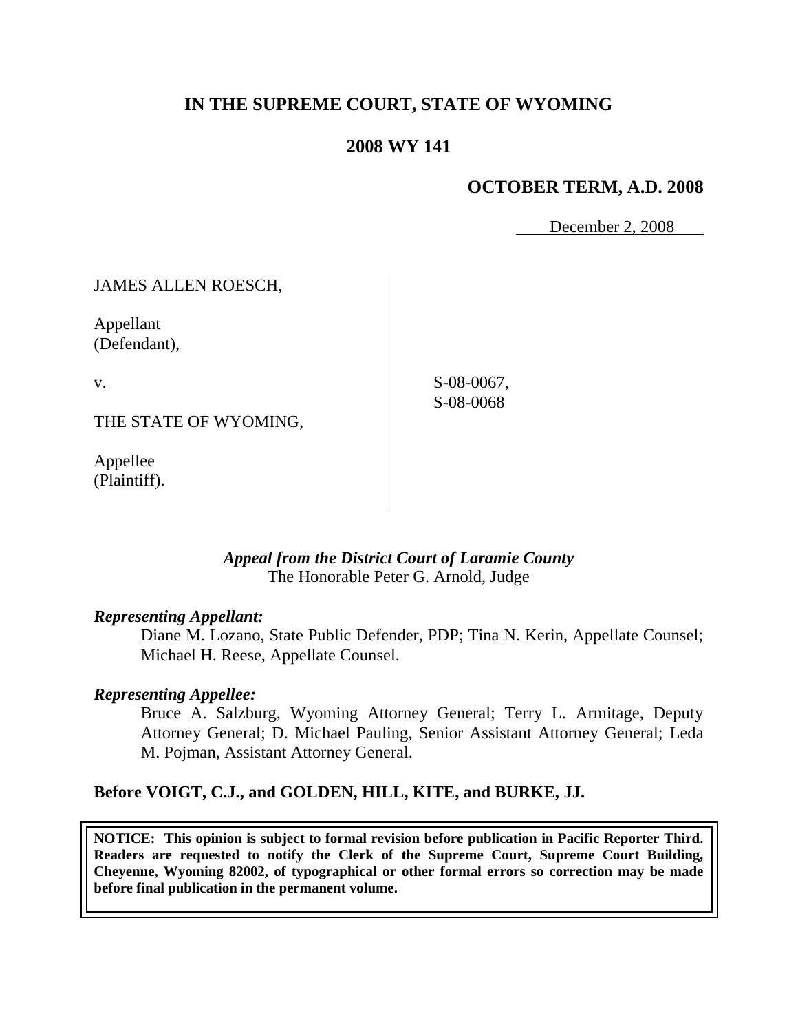# IN THE SUPREME COURT, STATE OF WYOMING

## 2008 WY 141

### OCTOBER TERM, A.D. 2008

December 2, 2008

JAMES ALLEN ROESCH,

Appellant
(Defendant),

v.

THE STATE OF WYOMING,

Appellee
(Plaintiff).

S-08-0067,
S-08-0068

*Appeal from the District Court of Laramie County*
The Honorable Peter G. Arnold, Judge

***Representing Appellant:***

Diane M. Lozano, State Public Defender, PDP; Tina N. Kerin, Appellate Counsel; Michael H. Reese, Appellate Counsel.

***Representing Appellee:***

Bruce A. Salzburg, Wyoming Attorney General; Terry L. Armitage, Deputy Attorney General; D. Michael Pauling, Senior Assistant Attorney General; Leda M. Pojman, Assistant Attorney General.

**Before VOIGT, C.J., and GOLDEN, HILL, KITE, and BURKE, JJ.**

**NOTICE: This opinion is subject to formal revision before publication in Pacific Reporter Third. Readers are requested to notify the Clerk of the Supreme Court, Supreme Court Building, Cheyenne, Wyoming 82002, of typographical or other formal errors so correction may be made before final publication in the permanent volume.**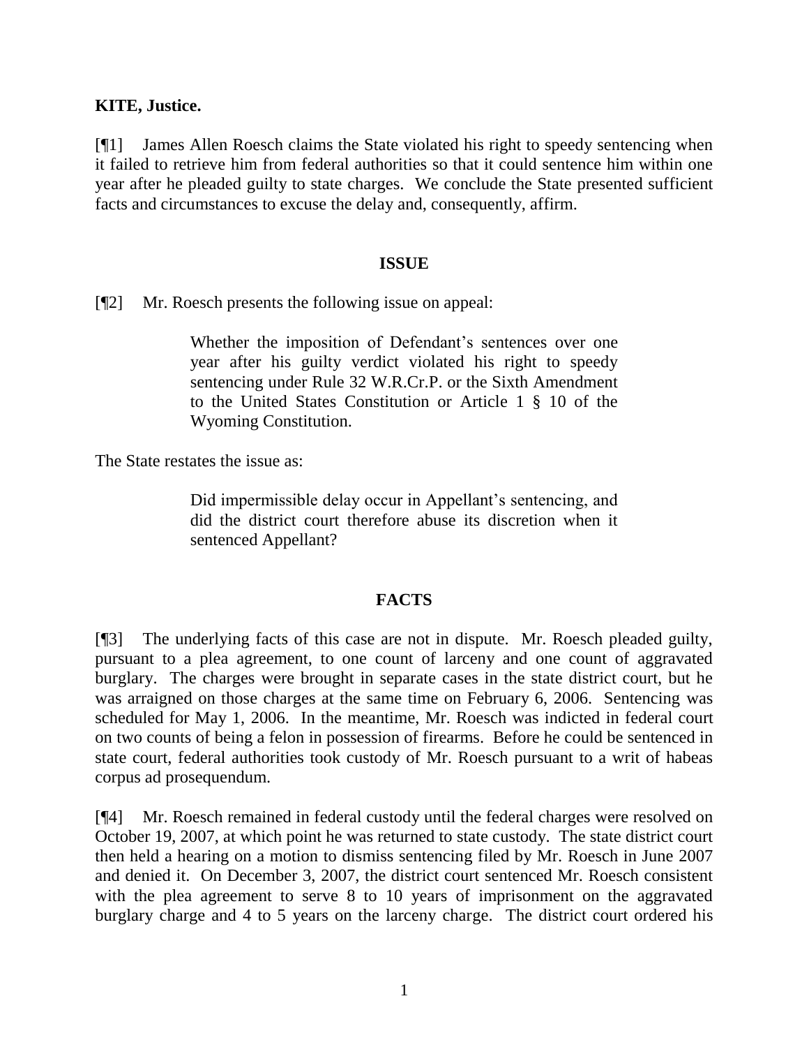**KITE, Justice.**

[¶1] James Allen Roesch claims the State violated his right to speedy sentencing when it failed to retrieve him from federal authorities so that it could sentence him within one year after he pleaded guilty to state charges. We conclude the State presented sufficient facts and circumstances to excuse the delay and, consequently, affirm.

## ISSUE

[¶2] Mr. Roesch presents the following issue on appeal:

> Whether the imposition of Defendant's sentences over one year after his guilty verdict violated his right to speedy sentencing under Rule 32 W.R.Cr.P. or the Sixth Amendment to the United States Constitution or Article 1 § 10 of the Wyoming Constitution.

The State restates the issue as:

> Did impermissible delay occur in Appellant's sentencing, and did the district court therefore abuse its discretion when it sentenced Appellant?

## FACTS

[¶3] The underlying facts of this case are not in dispute. Mr. Roesch pleaded guilty, pursuant to a plea agreement, to one count of larceny and one count of aggravated burglary. The charges were brought in separate cases in the state district court, but he was arraigned on those charges at the same time on February 6, 2006. Sentencing was scheduled for May 1, 2006. In the meantime, Mr. Roesch was indicted in federal court on two counts of being a felon in possession of firearms. Before he could be sentenced in state court, federal authorities took custody of Mr. Roesch pursuant to a writ of habeas corpus ad prosequendum.

[¶4] Mr. Roesch remained in federal custody until the federal charges were resolved on October 19, 2007, at which point he was returned to state custody. The state district court then held a hearing on a motion to dismiss sentencing filed by Mr. Roesch in June 2007 and denied it. On December 3, 2007, the district court sentenced Mr. Roesch consistent with the plea agreement to serve 8 to 10 years of imprisonment on the aggravated burglary charge and 4 to 5 years on the larceny charge. The district court ordered his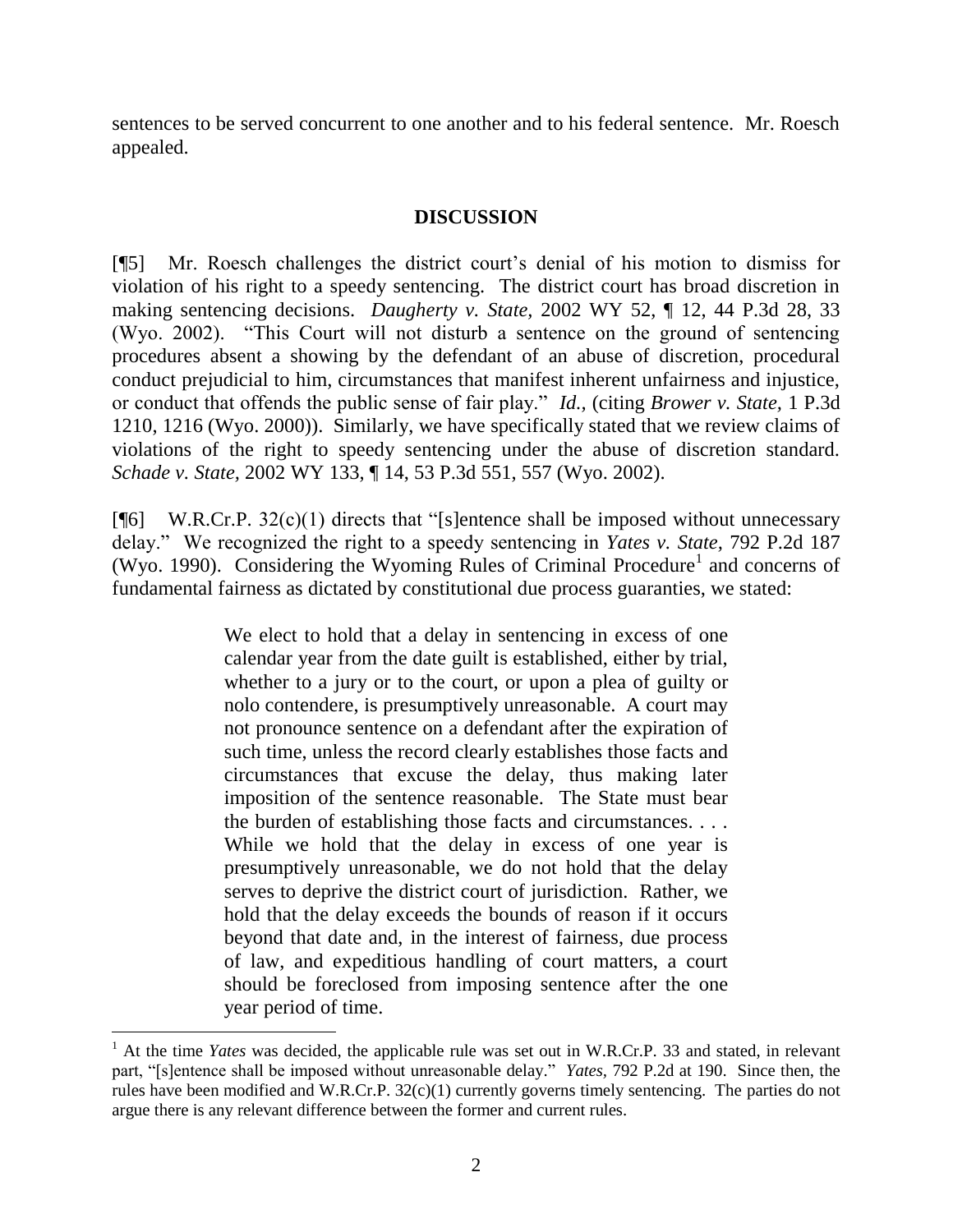sentences to be served concurrent to one another and to his federal sentence. Mr. Roesch appealed.

## DISCUSSION

[¶5] Mr. Roesch challenges the district court's denial of his motion to dismiss for violation of his right to a speedy sentencing. The district court has broad discretion in making sentencing decisions. *Daugherty v. State*, 2002 WY 52, ¶ 12, 44 P.3d 28, 33 (Wyo. 2002). "This Court will not disturb a sentence on the ground of sentencing procedures absent a showing by the defendant of an abuse of discretion, procedural conduct prejudicial to him, circumstances that manifest inherent unfairness and injustice, or conduct that offends the public sense of fair play." *Id.*, (citing *Brower v. State*, 1 P.3d 1210, 1216 (Wyo. 2000)). Similarly, we have specifically stated that we review claims of violations of the right to speedy sentencing under the abuse of discretion standard. *Schade v. State*, 2002 WY 133, ¶ 14, 53 P.3d 551, 557 (Wyo. 2002).

[¶6] W.R.Cr.P. 32(c)(1) directs that "[s]entence shall be imposed without unnecessary delay." We recognized the right to a speedy sentencing in *Yates v. State*, 792 P.2d 187 (Wyo. 1990). Considering the Wyoming Rules of Criminal Procedure[1] and concerns of fundamental fairness as dictated by constitutional due process guaranties, we stated:

> We elect to hold that a delay in sentencing in excess of one calendar year from the date guilt is established, either by trial, whether to a jury or to the court, or upon a plea of guilty or nolo contendere, is presumptively unreasonable. A court may not pronounce sentence on a defendant after the expiration of such time, unless the record clearly establishes those facts and circumstances that excuse the delay, thus making later imposition of the sentence reasonable. The State must bear the burden of establishing those facts and circumstances. . . . While we hold that the delay in excess of one year is presumptively unreasonable, we do not hold that the delay serves to deprive the district court of jurisdiction. Rather, we hold that the delay exceeds the bounds of reason if it occurs beyond that date and, in the interest of fairness, due process of law, and expeditious handling of court matters, a court should be foreclosed from imposing sentence after the one year period of time.

---

[1] At the time *Yates* was decided, the applicable rule was set out in W.R.Cr.P. 33 and stated, in relevant part, "[s]entence shall be imposed without unreasonable delay." *Yates*, 792 P.2d at 190. Since then, the rules have been modified and W.R.Cr.P. 32(c)(1) currently governs timely sentencing. The parties do not argue there is any relevant difference between the former and current rules.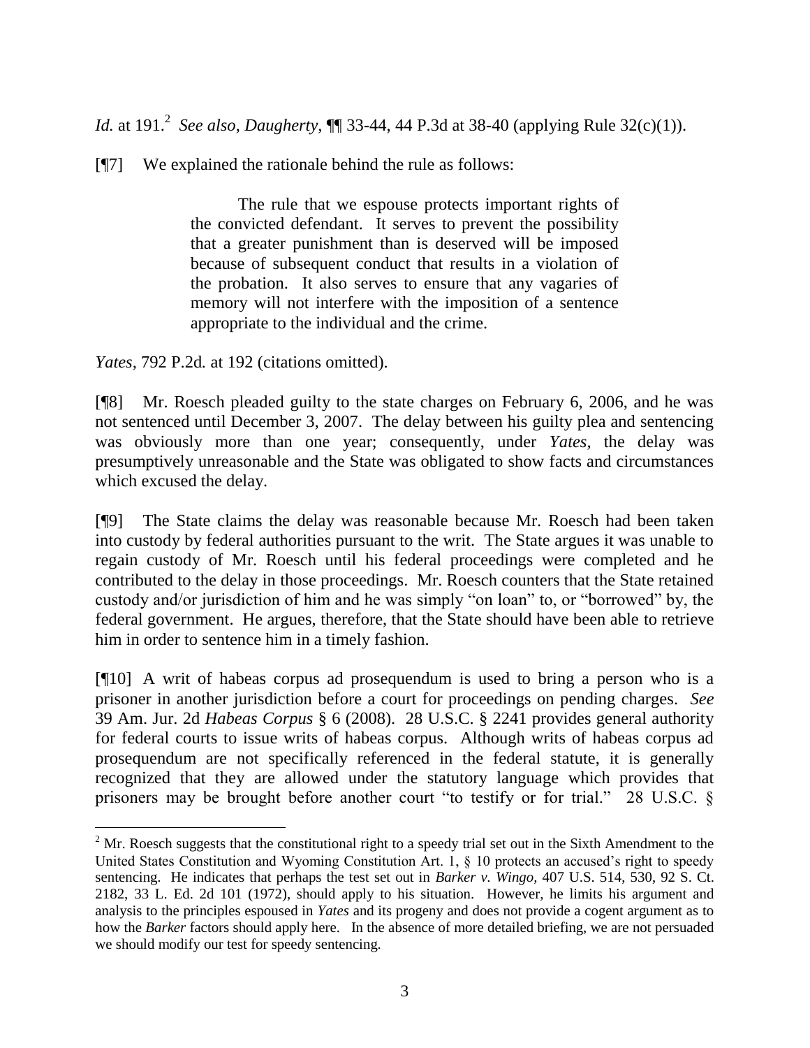*Id.* at 191.[2] *See also*, *Daugherty*, ¶¶ 33-44, 44 P.3d at 38-40 (applying Rule 32(c)(1)).

[¶7] We explained the rationale behind the rule as follows:

> The rule that we espouse protects important rights of the convicted defendant. It serves to prevent the possibility that a greater punishment than is deserved will be imposed because of subsequent conduct that results in a violation of the probation. It also serves to ensure that any vagaries of memory will not interfere with the imposition of a sentence appropriate to the individual and the crime.

*Yates*, 792 P.2d*.* at 192 (citations omitted).

[¶8] Mr. Roesch pleaded guilty to the state charges on February 6, 2006, and he was not sentenced until December 3, 2007. The delay between his guilty plea and sentencing was obviously more than one year; consequently, under *Yates*, the delay was presumptively unreasonable and the State was obligated to show facts and circumstances which excused the delay.

[¶9] The State claims the delay was reasonable because Mr. Roesch had been taken into custody by federal authorities pursuant to the writ. The State argues it was unable to regain custody of Mr. Roesch until his federal proceedings were completed and he contributed to the delay in those proceedings. Mr. Roesch counters that the State retained custody and/or jurisdiction of him and he was simply "on loan" to, or "borrowed" by, the federal government. He argues, therefore, that the State should have been able to retrieve him in order to sentence him in a timely fashion.

[¶10] A writ of habeas corpus ad prosequendum is used to bring a person who is a prisoner in another jurisdiction before a court for proceedings on pending charges. *See* 39 Am. Jur. 2d *Habeas Corpus* § 6 (2008). 28 U.S.C. § 2241 provides general authority for federal courts to issue writs of habeas corpus. Although writs of habeas corpus ad prosequendum are not specifically referenced in the federal statute, it is generally recognized that they are allowed under the statutory language which provides that prisoners may be brought before another court "to testify or for trial." 28 U.S.C. §

---

[2] Mr. Roesch suggests that the constitutional right to a speedy trial set out in the Sixth Amendment to the United States Constitution and Wyoming Constitution Art. 1, § 10 protects an accused's right to speedy sentencing. He indicates that perhaps the test set out in *Barker v. Wingo*, 407 U.S. 514, 530, 92 S. Ct. 2182, 33 L. Ed. 2d 101 (1972), should apply to his situation. However, he limits his argument and analysis to the principles espoused in *Yates* and its progeny and does not provide a cogent argument as to how the *Barker* factors should apply here. In the absence of more detailed briefing, we are not persuaded we should modify our test for speedy sentencing.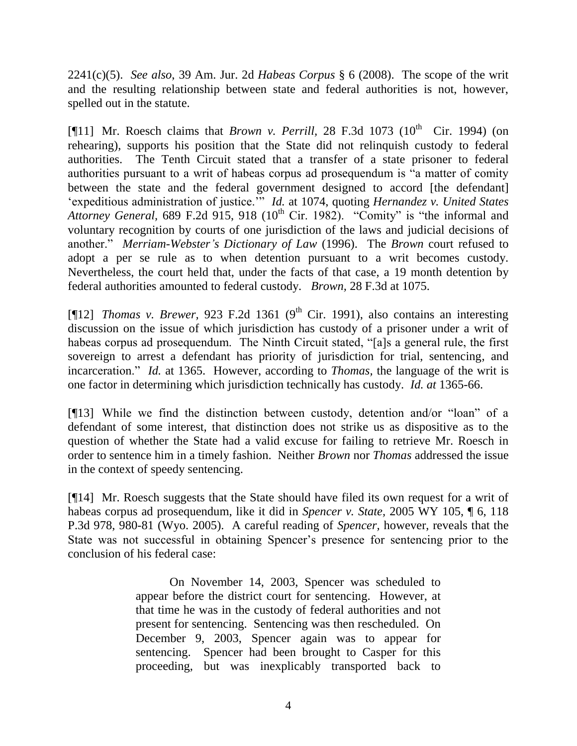2241(c)(5). *See also*, 39 Am. Jur. 2d *Habeas Corpus* § 6 (2008). The scope of the writ and the resulting relationship between state and federal authorities is not, however, spelled out in the statute.

[¶11] Mr. Roesch claims that *Brown v. Perrill*, 28 F.3d 1073 (10th Cir. 1994) (on rehearing), supports his position that the State did not relinquish custody to federal authorities. The Tenth Circuit stated that a transfer of a state prisoner to federal authorities pursuant to a writ of habeas corpus ad prosequendum is "a matter of comity between the state and the federal government designed to accord [the defendant] 'expeditious administration of justice.'" *Id.* at 1074, quoting *Hernandez v. United States Attorney General*, 689 F.2d 915, 918 (10th Cir. 1982). "Comity" is "the informal and voluntary recognition by courts of one jurisdiction of the laws and judicial decisions of another." *Merriam-Webster's Dictionary of Law* (1996). The *Brown* court refused to adopt a per se rule as to when detention pursuant to a writ becomes custody. Nevertheless, the court held that, under the facts of that case, a 19 month detention by federal authorities amounted to federal custody. *Brown*, 28 F.3d at 1075.

[¶12] *Thomas v. Brewer*, 923 F.2d 1361 (9th Cir. 1991), also contains an interesting discussion on the issue of which jurisdiction has custody of a prisoner under a writ of habeas corpus ad prosequendum. The Ninth Circuit stated, "[a]s a general rule, the first sovereign to arrest a defendant has priority of jurisdiction for trial, sentencing, and incarceration." *Id.* at 1365. However, according to *Thomas*, the language of the writ is one factor in determining which jurisdiction technically has custody. *Id. at* 1365-66.

[¶13] While we find the distinction between custody, detention and/or "loan" of a defendant of some interest, that distinction does not strike us as dispositive as to the question of whether the State had a valid excuse for failing to retrieve Mr. Roesch in order to sentence him in a timely fashion. Neither *Brown* nor *Thomas* addressed the issue in the context of speedy sentencing.

[¶14] Mr. Roesch suggests that the State should have filed its own request for a writ of habeas corpus ad prosequendum, like it did in *Spencer v. State*, 2005 WY 105, ¶ 6, 118 P.3d 978, 980-81 (Wyo. 2005). A careful reading of *Spencer*, however, reveals that the State was not successful in obtaining Spencer's presence for sentencing prior to the conclusion of his federal case:

> On November 14, 2003, Spencer was scheduled to appear before the district court for sentencing. However, at that time he was in the custody of federal authorities and not present for sentencing. Sentencing was then rescheduled. On December 9, 2003, Spencer again was to appear for sentencing. Spencer had been brought to Casper for this proceeding, but was inexplicably transported back to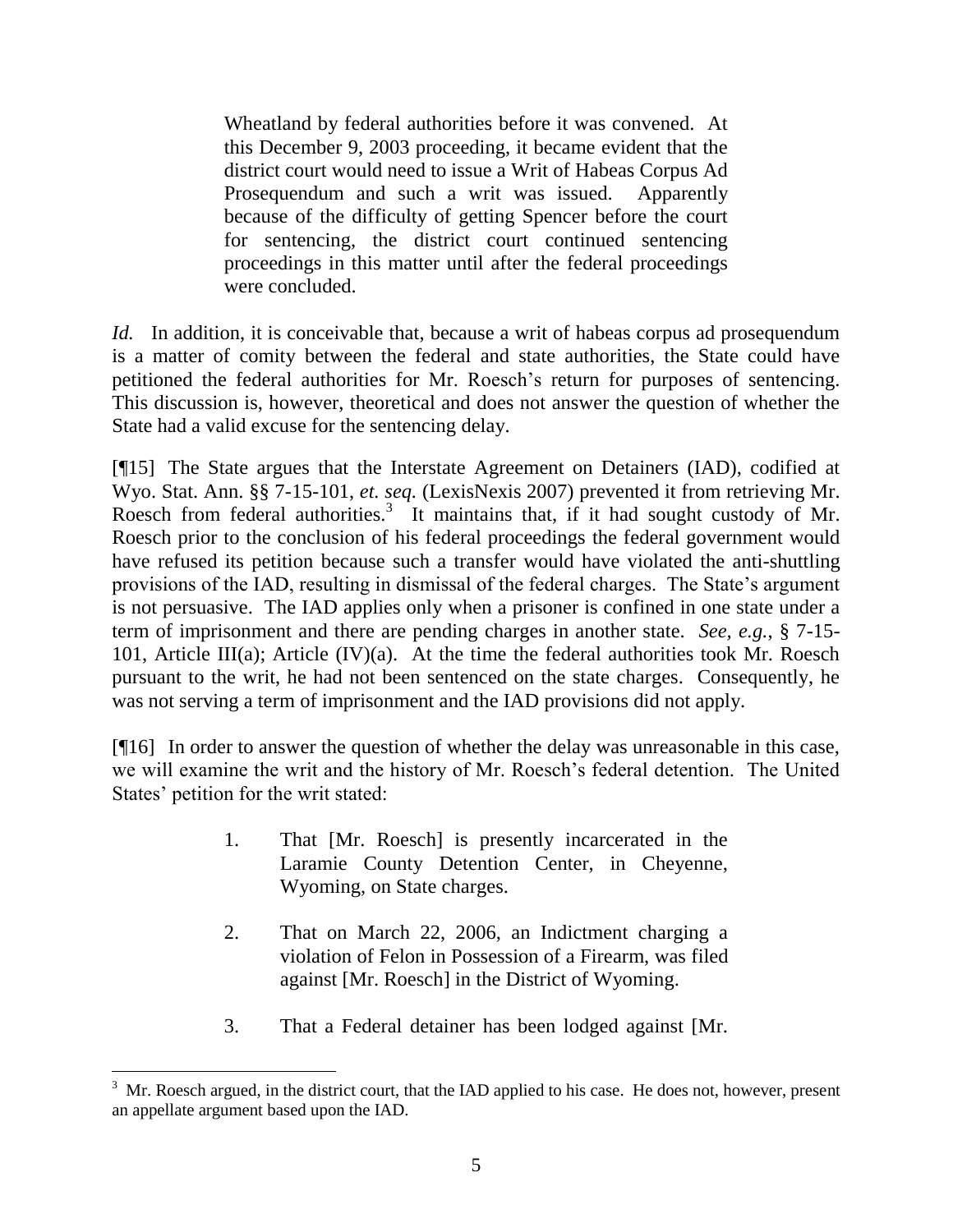> Wheatland by federal authorities before it was convened. At this December 9, 2003 proceeding, it became evident that the district court would need to issue a Writ of Habeas Corpus Ad Prosequendum and such a writ was issued. Apparently because of the difficulty of getting Spencer before the court for sentencing, the district court continued sentencing proceedings in this matter until after the federal proceedings were concluded.

*Id.* In addition, it is conceivable that, because a writ of habeas corpus ad prosequendum is a matter of comity between the federal and state authorities, the State could have petitioned the federal authorities for Mr. Roesch's return for purposes of sentencing. This discussion is, however, theoretical and does not answer the question of whether the State had a valid excuse for the sentencing delay.

[¶15] The State argues that the Interstate Agreement on Detainers (IAD), codified at Wyo. Stat. Ann. §§ 7-15-101, *et. seq.* (LexisNexis 2007) prevented it from retrieving Mr. Roesch from federal authorities.[3] It maintains that, if it had sought custody of Mr. Roesch prior to the conclusion of his federal proceedings the federal government would have refused its petition because such a transfer would have violated the anti-shuttling provisions of the IAD, resulting in dismissal of the federal charges. The State's argument is not persuasive. The IAD applies only when a prisoner is confined in one state under a term of imprisonment and there are pending charges in another state. *See, e.g.*, § 7-15-101, Article III(a); Article (IV)(a). At the time the federal authorities took Mr. Roesch pursuant to the writ, he had not been sentenced on the state charges. Consequently, he was not serving a term of imprisonment and the IAD provisions did not apply.

[¶16] In order to answer the question of whether the delay was unreasonable in this case, we will examine the writ and the history of Mr. Roesch's federal detention. The United States' petition for the writ stated:

> 1. That [Mr. Roesch] is presently incarcerated in the Laramie County Detention Center, in Cheyenne, Wyoming, on State charges.
>
> 2. That on March 22, 2006, an Indictment charging a violation of Felon in Possession of a Firearm, was filed against [Mr. Roesch] in the District of Wyoming.
>
> 3. That a Federal detainer has been lodged against [Mr.

[3] Mr. Roesch argued, in the district court, that the IAD applied to his case. He does not, however, present an appellate argument based upon the IAD.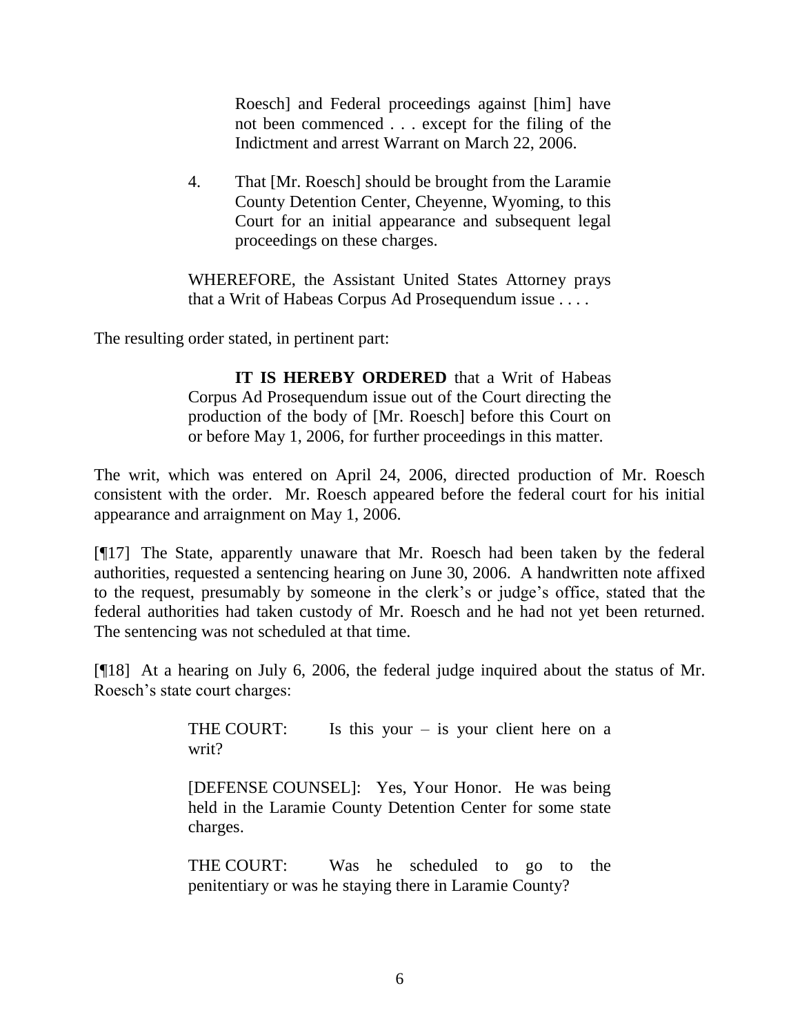> Roesch] and Federal proceedings against [him] have not been commenced . . . except for the filing of the Indictment and arrest Warrant on March 22, 2006.
>
> 4. That [Mr. Roesch] should be brought from the Laramie County Detention Center, Cheyenne, Wyoming, to this Court for an initial appearance and subsequent legal proceedings on these charges.
>
> WHEREFORE, the Assistant United States Attorney prays that a Writ of Habeas Corpus Ad Prosequendum issue . . . .

The resulting order stated, in pertinent part:

> **IT IS HEREBY ORDERED** that a Writ of Habeas Corpus Ad Prosequendum issue out of the Court directing the production of the body of [Mr. Roesch] before this Court on or before May 1, 2006, for further proceedings in this matter.

The writ, which was entered on April 24, 2006, directed production of Mr. Roesch consistent with the order. Mr. Roesch appeared before the federal court for his initial appearance and arraignment on May 1, 2006.

[¶17] The State, apparently unaware that Mr. Roesch had been taken by the federal authorities, requested a sentencing hearing on June 30, 2006. A handwritten note affixed to the request, presumably by someone in the clerk's or judge's office, stated that the federal authorities had taken custody of Mr. Roesch and he had not yet been returned. The sentencing was not scheduled at that time.

[¶18] At a hearing on July 6, 2006, the federal judge inquired about the status of Mr. Roesch's state court charges:

> THE COURT: Is this your – is your client here on a writ?
>
> [DEFENSE COUNSEL]: Yes, Your Honor. He was being held in the Laramie County Detention Center for some state charges.
>
> THE COURT: Was he scheduled to go to the penitentiary or was he staying there in Laramie County?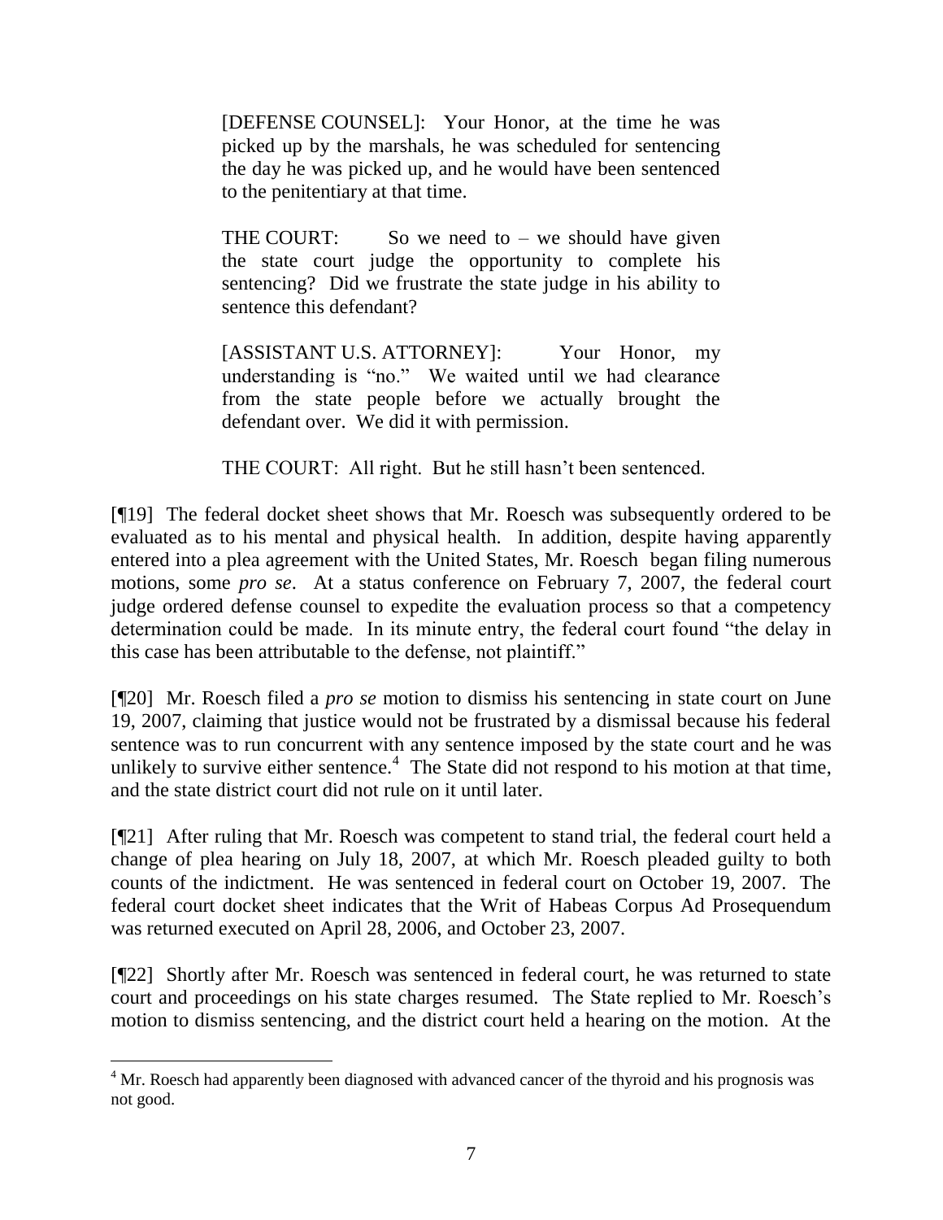> [DEFENSE COUNSEL]: Your Honor, at the time he was picked up by the marshals, he was scheduled for sentencing the day he was picked up, and he would have been sentenced to the penitentiary at that time.
>
> THE COURT: So we need to – we should have given the state court judge the opportunity to complete his sentencing? Did we frustrate the state judge in his ability to sentence this defendant?
>
> [ASSISTANT U.S. ATTORNEY]: Your Honor, my understanding is "no." We waited until we had clearance from the state people before we actually brought the defendant over. We did it with permission.
>
> THE COURT: All right. But he still hasn't been sentenced.

[¶19] The federal docket sheet shows that Mr. Roesch was subsequently ordered to be evaluated as to his mental and physical health. In addition, despite having apparently entered into a plea agreement with the United States, Mr. Roesch began filing numerous motions, some *pro se*. At a status conference on February 7, 2007, the federal court judge ordered defense counsel to expedite the evaluation process so that a competency determination could be made. In its minute entry, the federal court found "the delay in this case has been attributable to the defense, not plaintiff."

[¶20] Mr. Roesch filed a *pro se* motion to dismiss his sentencing in state court on June 19, 2007, claiming that justice would not be frustrated by a dismissal because his federal sentence was to run concurrent with any sentence imposed by the state court and he was unlikely to survive either sentence.[4] The State did not respond to his motion at that time, and the state district court did not rule on it until later.

[¶21] After ruling that Mr. Roesch was competent to stand trial, the federal court held a change of plea hearing on July 18, 2007, at which Mr. Roesch pleaded guilty to both counts of the indictment. He was sentenced in federal court on October 19, 2007. The federal court docket sheet indicates that the Writ of Habeas Corpus Ad Prosequendum was returned executed on April 28, 2006, and October 23, 2007.

[¶22] Shortly after Mr. Roesch was sentenced in federal court, he was returned to state court and proceedings on his state charges resumed. The State replied to Mr. Roesch's motion to dismiss sentencing, and the district court held a hearing on the motion. At the

[4] Mr. Roesch had apparently been diagnosed with advanced cancer of the thyroid and his prognosis was not good.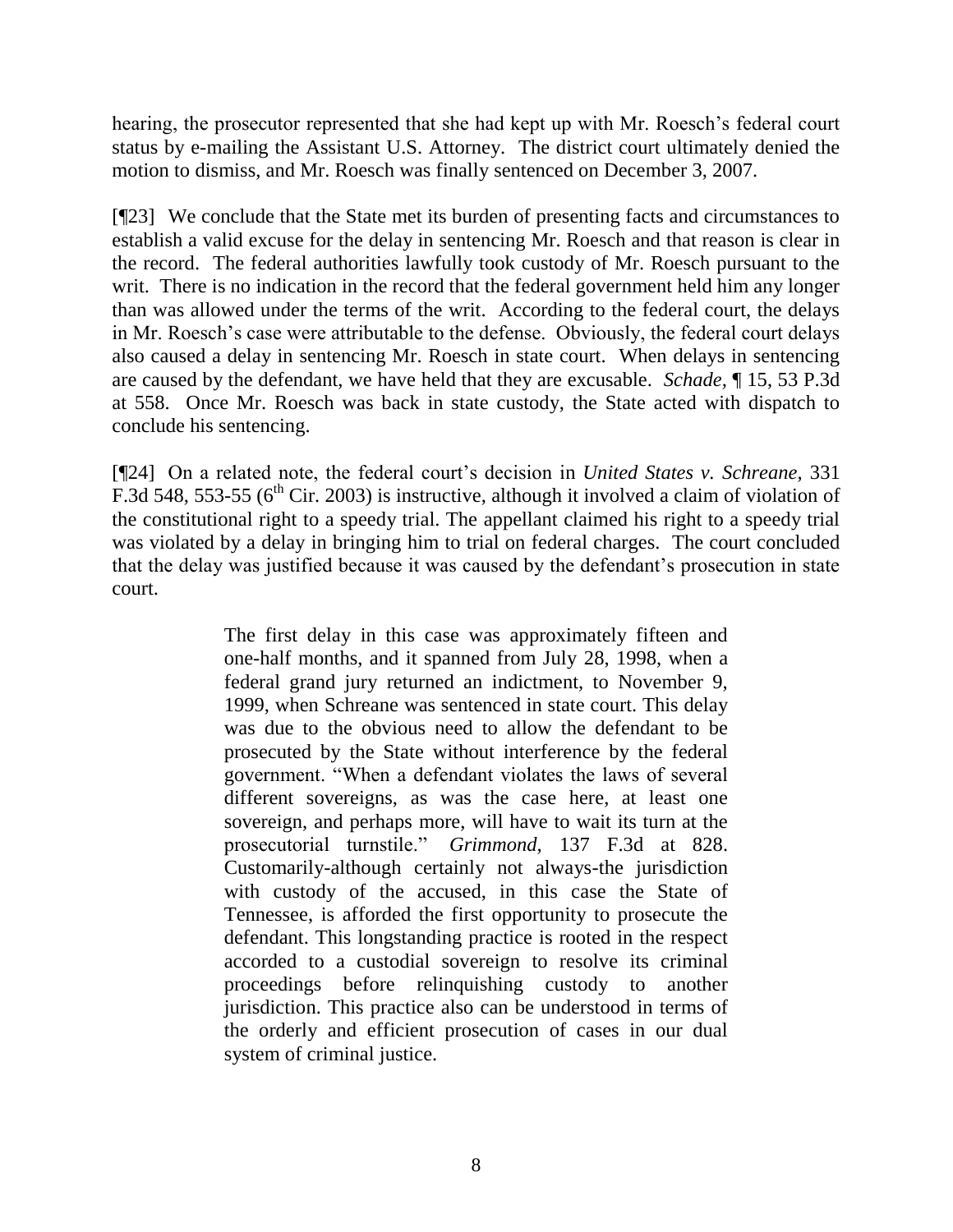hearing, the prosecutor represented that she had kept up with Mr. Roesch's federal court status by e-mailing the Assistant U.S. Attorney. The district court ultimately denied the motion to dismiss, and Mr. Roesch was finally sentenced on December 3, 2007.

[¶23] We conclude that the State met its burden of presenting facts and circumstances to establish a valid excuse for the delay in sentencing Mr. Roesch and that reason is clear in the record. The federal authorities lawfully took custody of Mr. Roesch pursuant to the writ. There is no indication in the record that the federal government held him any longer than was allowed under the terms of the writ. According to the federal court, the delays in Mr. Roesch's case were attributable to the defense. Obviously, the federal court delays also caused a delay in sentencing Mr. Roesch in state court. When delays in sentencing are caused by the defendant, we have held that they are excusable. *Schade*, ¶ 15, 53 P.3d at 558. Once Mr. Roesch was back in state custody, the State acted with dispatch to conclude his sentencing.

[¶24] On a related note, the federal court's decision in *United States v. Schreane,* 331 F.3d 548, 553-55 (6th Cir. 2003) is instructive, although it involved a claim of violation of the constitutional right to a speedy trial. The appellant claimed his right to a speedy trial was violated by a delay in bringing him to trial on federal charges. The court concluded that the delay was justified because it was caused by the defendant's prosecution in state court.

> The first delay in this case was approximately fifteen and one-half months, and it spanned from July 28, 1998, when a federal grand jury returned an indictment, to November 9, 1999, when Schreane was sentenced in state court. This delay was due to the obvious need to allow the defendant to be prosecuted by the State without interference by the federal government. "When a defendant violates the laws of several different sovereigns, as was the case here, at least one sovereign, and perhaps more, will have to wait its turn at the prosecutorial turnstile." *Grimmond*, 137 F.3d at 828. Customarily-although certainly not always-the jurisdiction with custody of the accused, in this case the State of Tennessee, is afforded the first opportunity to prosecute the defendant. This longstanding practice is rooted in the respect accorded to a custodial sovereign to resolve its criminal proceedings before relinquishing custody to another jurisdiction. This practice also can be understood in terms of the orderly and efficient prosecution of cases in our dual system of criminal justice.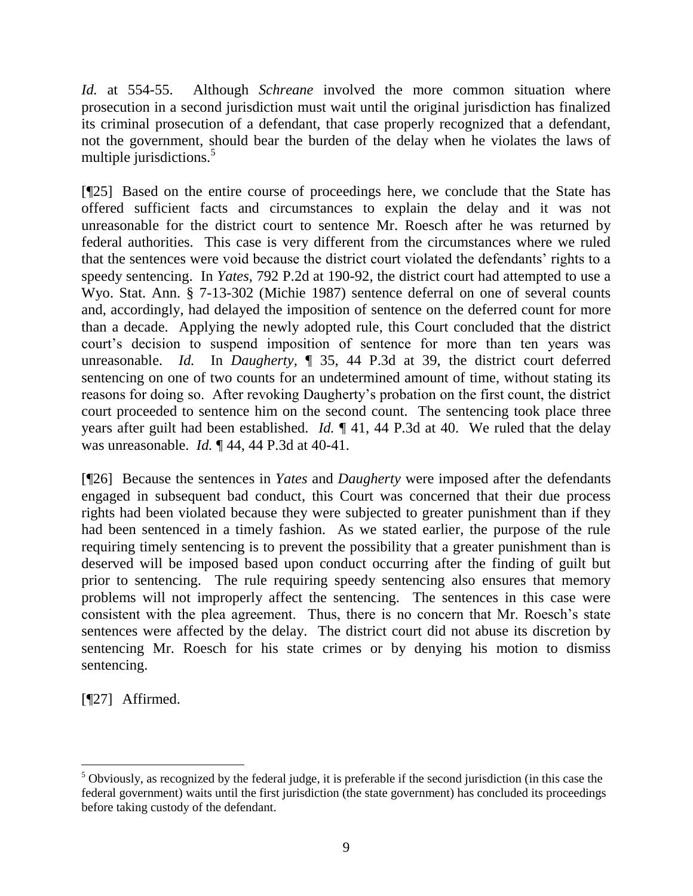*Id.* at 554-55. Although *Schreane* involved the more common situation where prosecution in a second jurisdiction must wait until the original jurisdiction has finalized its criminal prosecution of a defendant, that case properly recognized that a defendant, not the government, should bear the burden of the delay when he violates the laws of multiple jurisdictions.[5]

[¶25] Based on the entire course of proceedings here, we conclude that the State has offered sufficient facts and circumstances to explain the delay and it was not unreasonable for the district court to sentence Mr. Roesch after he was returned by federal authorities. This case is very different from the circumstances where we ruled that the sentences were void because the district court violated the defendants' rights to a speedy sentencing. In *Yates,* 792 P.2d at 190-92, the district court had attempted to use a Wyo. Stat. Ann. § 7-13-302 (Michie 1987) sentence deferral on one of several counts and, accordingly, had delayed the imposition of sentence on the deferred count for more than a decade. Applying the newly adopted rule, this Court concluded that the district court's decision to suspend imposition of sentence for more than ten years was unreasonable. *Id.* In *Daugherty,* ¶ 35, 44 P.3d at 39, the district court deferred sentencing on one of two counts for an undetermined amount of time, without stating its reasons for doing so. After revoking Daugherty's probation on the first count, the district court proceeded to sentence him on the second count. The sentencing took place three years after guilt had been established. *Id.* ¶ 41, 44 P.3d at 40. We ruled that the delay was unreasonable. *Id.* ¶ 44, 44 P.3d at 40-41.

[¶26] Because the sentences in *Yates* and *Daugherty* were imposed after the defendants engaged in subsequent bad conduct, this Court was concerned that their due process rights had been violated because they were subjected to greater punishment than if they had been sentenced in a timely fashion. As we stated earlier, the purpose of the rule requiring timely sentencing is to prevent the possibility that a greater punishment than is deserved will be imposed based upon conduct occurring after the finding of guilt but prior to sentencing. The rule requiring speedy sentencing also ensures that memory problems will not improperly affect the sentencing. The sentences in this case were consistent with the plea agreement. Thus, there is no concern that Mr. Roesch's state sentences were affected by the delay. The district court did not abuse its discretion by sentencing Mr. Roesch for his state crimes or by denying his motion to dismiss sentencing.

[¶27] Affirmed.

---

[5] Obviously, as recognized by the federal judge, it is preferable if the second jurisdiction (in this case the federal government) waits until the first jurisdiction (the state government) has concluded its proceedings before taking custody of the defendant.